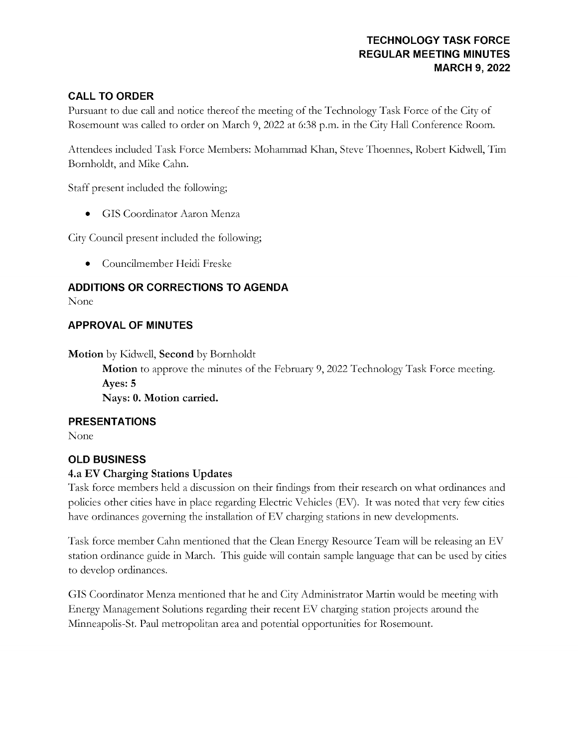# TECHNOLOGY TASK FORCE
# REGULAR MEETING MINUTES
# MARCH 9, 2022

## CALL TO ORDER

Pursuant to due call and notice thereof the meeting of the Technology Task Force of the City of Rosemount was called to order on March 9, 2022 at 6:38 p.m. in the City Hall Conference Room.

Attendees included Task Force Members: Mohammad Khan, Steve Thoennes, Robert Kidwell, Tim Bornholdt, and Mike Cahn.

Staff present included the following;

- GIS Coordinator Aaron Menza

City Council present included the following;

- Councilmember Heidi Freske

## ADDITIONS OR CORRECTIONS TO AGENDA

None

## APPROVAL OF MINUTES

**Motion** by Kidwell, **Second** by Bornholdt

> **Motion** to approve the minutes of the February 9, 2022 Technology Task Force meeting.
> **Ayes: 5**
> **Nays: 0. Motion carried.**

## PRESENTATIONS

None

## OLD BUSINESS

### 4.a EV Charging Stations Updates

Task force members held a discussion on their findings from their research on what ordinances and policies other cities have in place regarding Electric Vehicles (EV). It was noted that very few cities have ordinances governing the installation of EV charging stations in new developments.

Task force member Cahn mentioned that the Clean Energy Resource Team will be releasing an EV station ordinance guide in March. This guide will contain sample language that can be used by cities to develop ordinances.

GIS Coordinator Menza mentioned that he and City Administrator Martin would be meeting with Energy Management Solutions regarding their recent EV charging station projects around the Minneapolis-St. Paul metropolitan area and potential opportunities for Rosemount.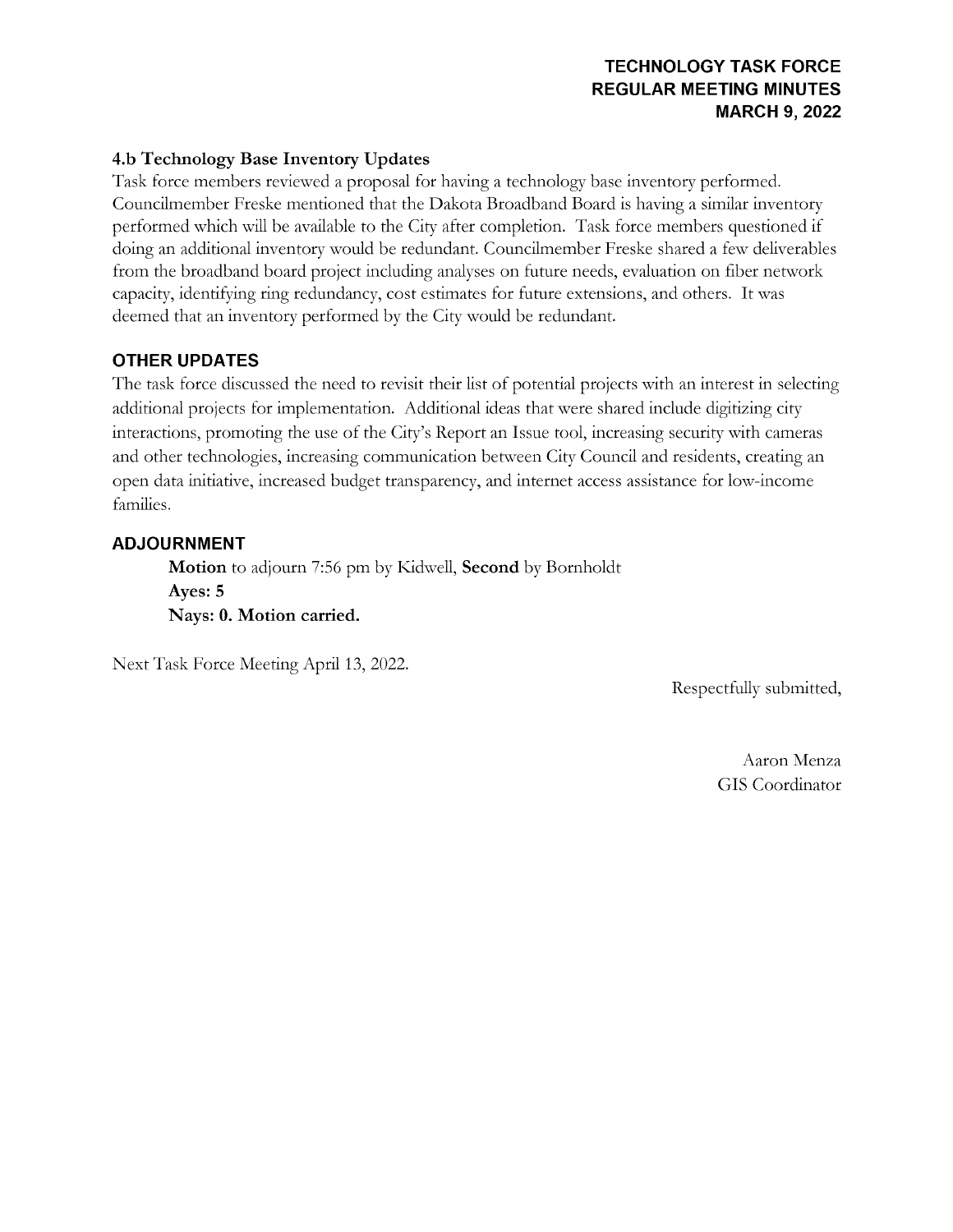### 4.b Technology Base Inventory Updates

Task force members reviewed a proposal for having a technology base inventory performed. Councilmember Freske mentioned that the Dakota Broadband Board is having a similar inventory performed which will be available to the City after completion. Task force members questioned if doing an additional inventory would be redundant. Councilmember Freske shared a few deliverables from the broadband board project including analyses on future needs, evaluation on fiber network capacity, identifying ring redundancy, cost estimates for future extensions, and others. It was deemed that an inventory performed by the City would be redundant.

## OTHER UPDATES

The task force discussed the need to revisit their list of potential projects with an interest in selecting additional projects for implementation. Additional ideas that were shared include digitizing city interactions, promoting the use of the City's Report an Issue tool, increasing security with cameras and other technologies, increasing communication between City Council and residents, creating an open data initiative, increased budget transparency, and internet access assistance for low-income families.

## ADJOURNMENT

**Motion** to adjourn 7:56 pm by Kidwell, **Second** by Bornholdt
**Ayes: 5**
**Nays: 0. Motion carried.**

Next Task Force Meeting April 13, 2022.

Respectfully submitted,

Aaron Menza
GIS Coordinator